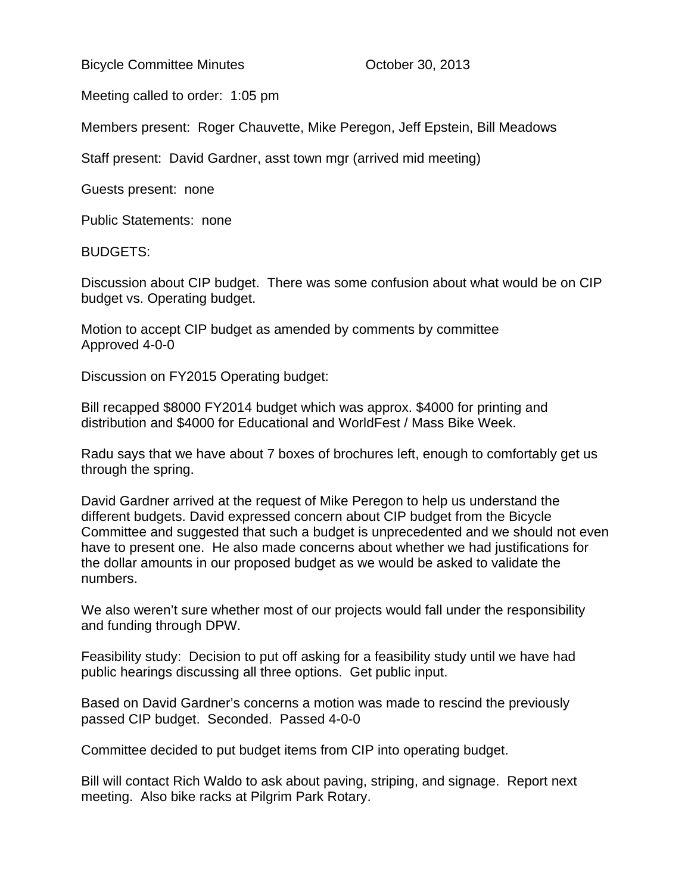Bicycle Committee Minutes October 30, 2013

Meeting called to order: 1:05 pm

Members present: Roger Chauvette, Mike Peregon, Jeff Epstein, Bill Meadows

Staff present: David Gardner, asst town mgr (arrived mid meeting)

Guests present: none

Public Statements: none

BUDGETS:

Discussion about CIP budget. There was some confusion about what would be on CIP budget vs. Operating budget.

Motion to accept CIP budget as amended by comments by committee
Approved 4-0-0

Discussion on FY2015 Operating budget:

Bill recapped $8000 FY2014 budget which was approx. $4000 for printing and distribution and $4000 for Educational and WorldFest / Mass Bike Week.

Radu says that we have about 7 boxes of brochures left, enough to comfortably get us through the spring.

David Gardner arrived at the request of Mike Peregon to help us understand the different budgets. David expressed concern about CIP budget from the Bicycle Committee and suggested that such a budget is unprecedented and we should not even have to present one. He also made concerns about whether we had justifications for the dollar amounts in our proposed budget as we would be asked to validate the numbers.

We also weren't sure whether most of our projects would fall under the responsibility and funding through DPW.

Feasibility study: Decision to put off asking for a feasibility study until we have had public hearings discussing all three options. Get public input.

Based on David Gardner's concerns a motion was made to rescind the previously passed CIP budget. Seconded. Passed 4-0-0

Committee decided to put budget items from CIP into operating budget.

Bill will contact Rich Waldo to ask about paving, striping, and signage. Report next meeting. Also bike racks at Pilgrim Park Rotary.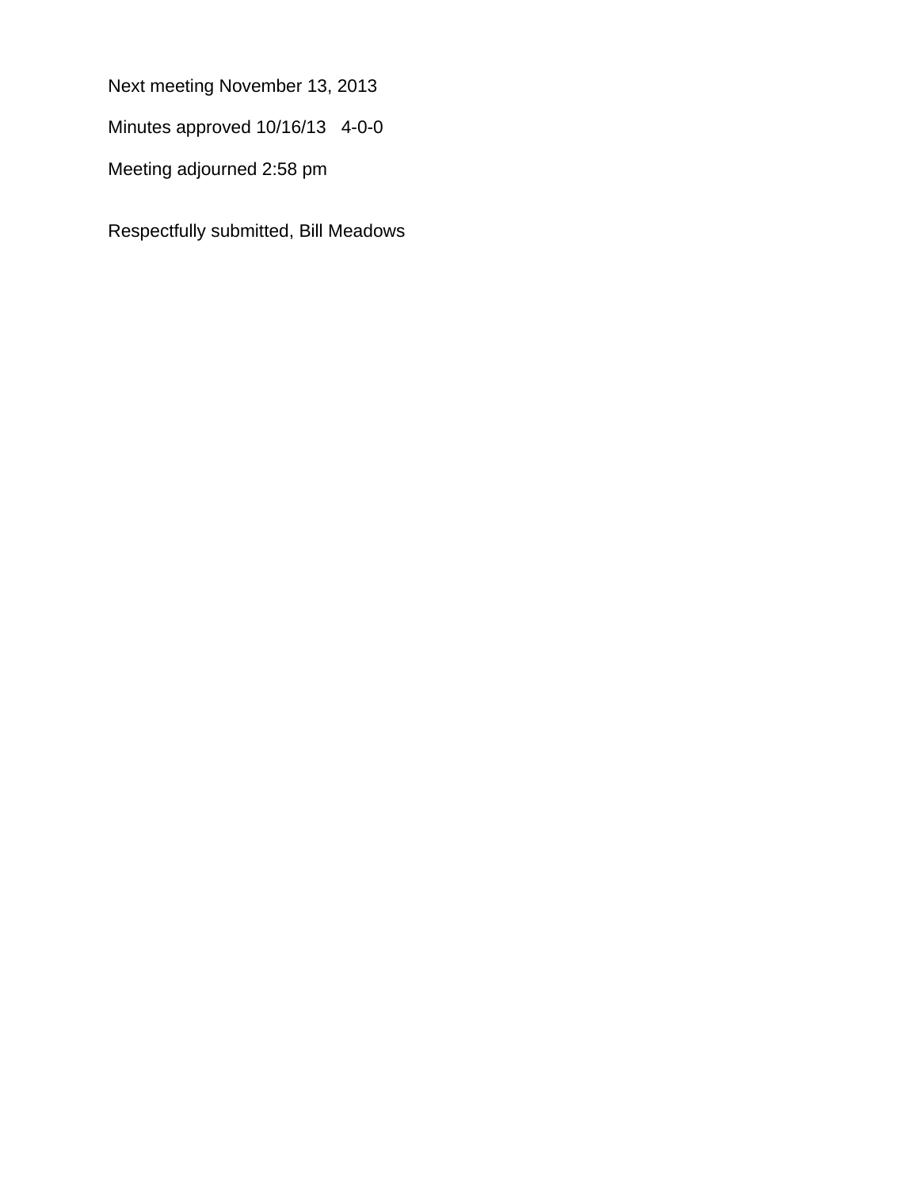Next meeting November 13, 2013

Minutes approved 10/16/13   4-0-0

Meeting adjourned 2:58 pm

Respectfully submitted, Bill Meadows